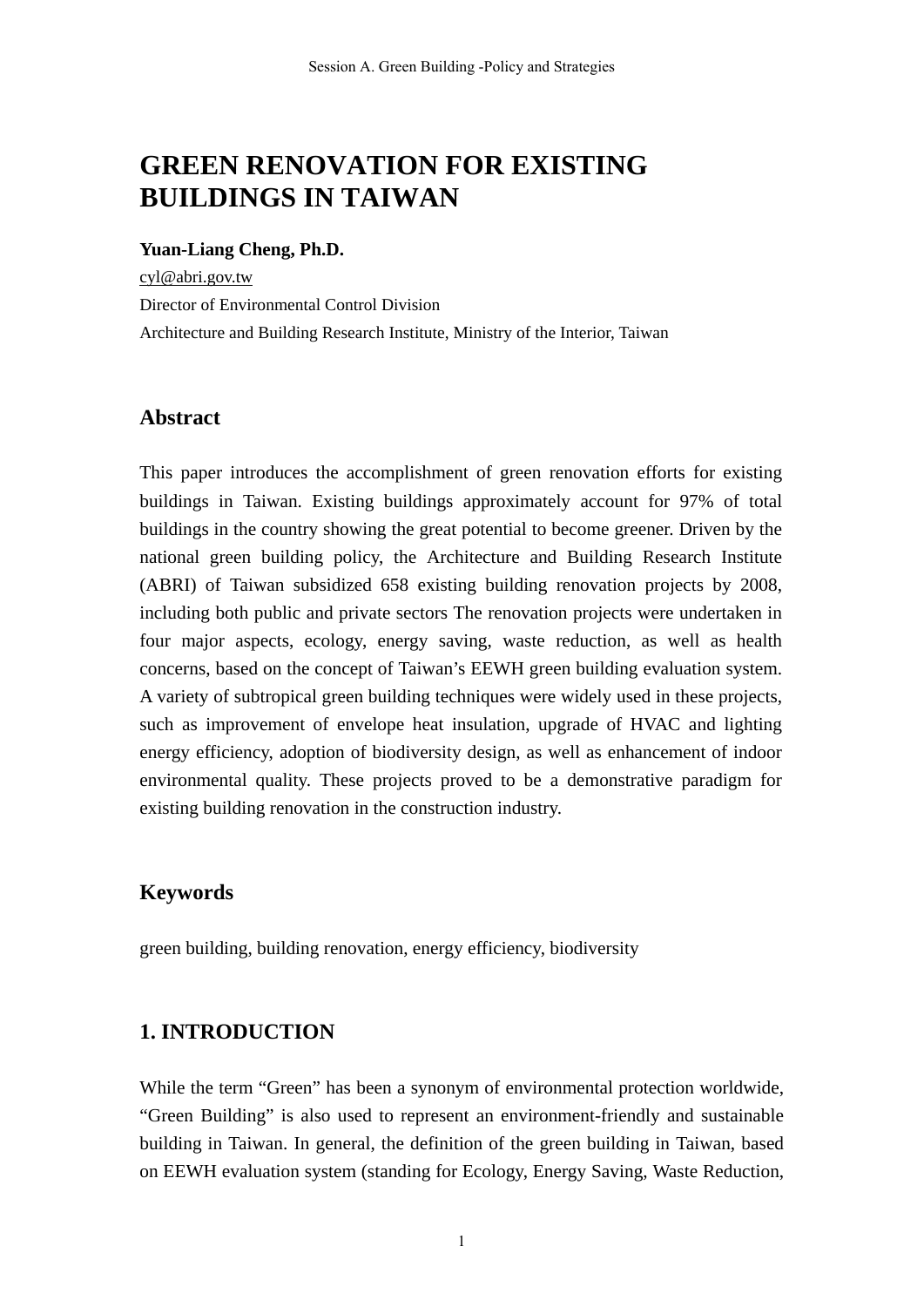# GREEN RENOVATION FOR EXISTING BUILDINGS IN TAIWAN

**Yuan-Liang Cheng, Ph.D.**

cyl@abri.gov.tw

Director of Environmental Control Division

Architecture and Building Research Institute, Ministry of the Interior, Taiwan

## Abstract

This paper introduces the accomplishment of green renovation efforts for existing buildings in Taiwan. Existing buildings approximately account for 97% of total buildings in the country showing the great potential to become greener. Driven by the national green building policy, the Architecture and Building Research Institute (ABRI) of Taiwan subsidized 658 existing building renovation projects by 2008, including both public and private sectors The renovation projects were undertaken in four major aspects, ecology, energy saving, waste reduction, as well as health concerns, based on the concept of Taiwan's EEWH green building evaluation system. A variety of subtropical green building techniques were widely used in these projects, such as improvement of envelope heat insulation, upgrade of HVAC and lighting energy efficiency, adoption of biodiversity design, as well as enhancement of indoor environmental quality. These projects proved to be a demonstrative paradigm for existing building renovation in the construction industry.

## Keywords

green building, building renovation, energy efficiency, biodiversity

## 1. INTRODUCTION

While the term "Green" has been a synonym of environmental protection worldwide, "Green Building" is also used to represent an environment-friendly and sustainable building in Taiwan. In general, the definition of the green building in Taiwan, based on EEWH evaluation system (standing for Ecology, Energy Saving, Waste Reduction,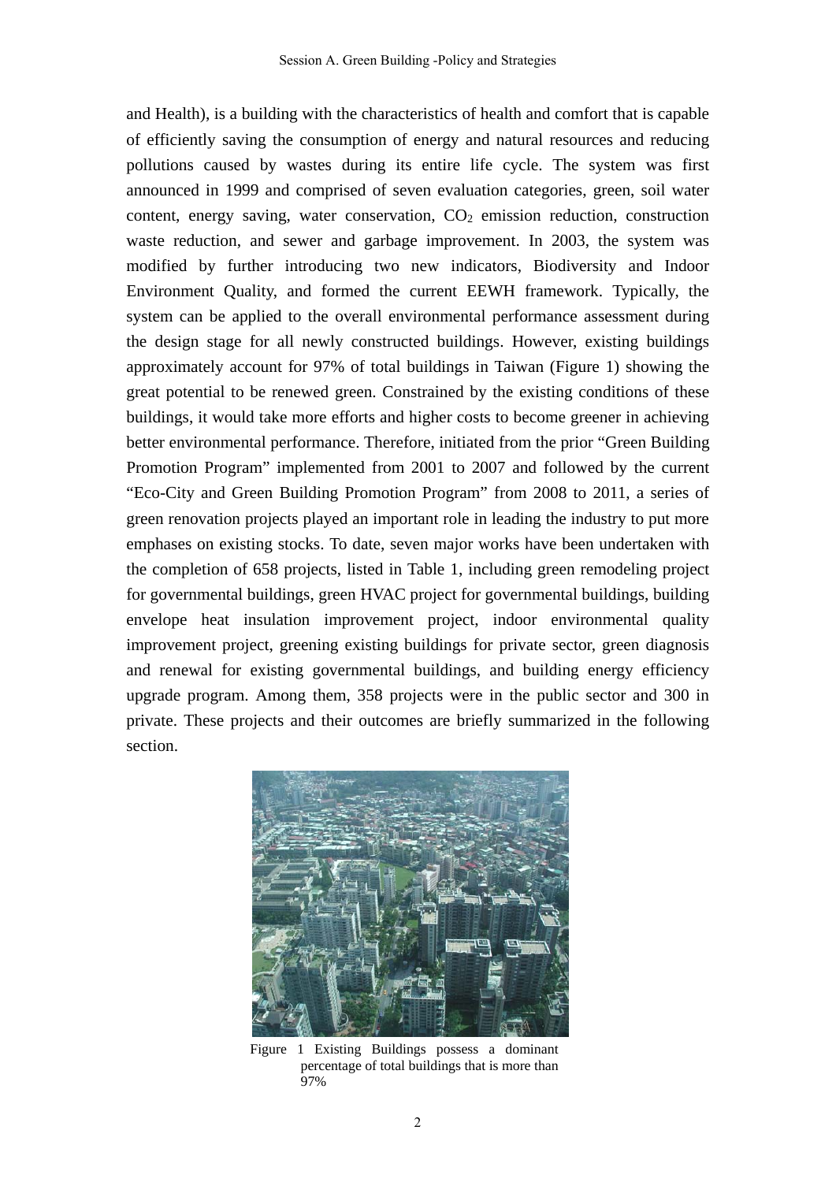and Health), is a building with the characteristics of health and comfort that is capable of efficiently saving the consumption of energy and natural resources and reducing pollutions caused by wastes during its entire life cycle. The system was first announced in 1999 and comprised of seven evaluation categories, green, soil water content, energy saving, water conservation, $CO_2$ emission reduction, construction waste reduction, and sewer and garbage improvement. In 2003, the system was modified by further introducing two new indicators, Biodiversity and Indoor Environment Quality, and formed the current EEWH framework. Typically, the system can be applied to the overall environmental performance assessment during the design stage for all newly constructed buildings. However, existing buildings approximately account for 97% of total buildings in Taiwan (Figure 1) showing the great potential to be renewed green. Constrained by the existing conditions of these buildings, it would take more efforts and higher costs to become greener in achieving better environmental performance. Therefore, initiated from the prior "Green Building Promotion Program" implemented from 2001 to 2007 and followed by the current "Eco-City and Green Building Promotion Program" from 2008 to 2011, a series of green renovation projects played an important role in leading the industry to put more emphases on existing stocks. To date, seven major works have been undertaken with the completion of 658 projects, listed in Table 1, including green remodeling project for governmental buildings, green HVAC project for governmental buildings, building envelope heat insulation improvement project, indoor environmental quality improvement project, greening existing buildings for private sector, green diagnosis and renewal for existing governmental buildings, and building energy efficiency upgrade program. Among them, 358 projects were in the public sector and 300 in private. These projects and their outcomes are briefly summarized in the following section.

Figure 1 Existing Buildings possess a dominant percentage of total buildings that is more than 97%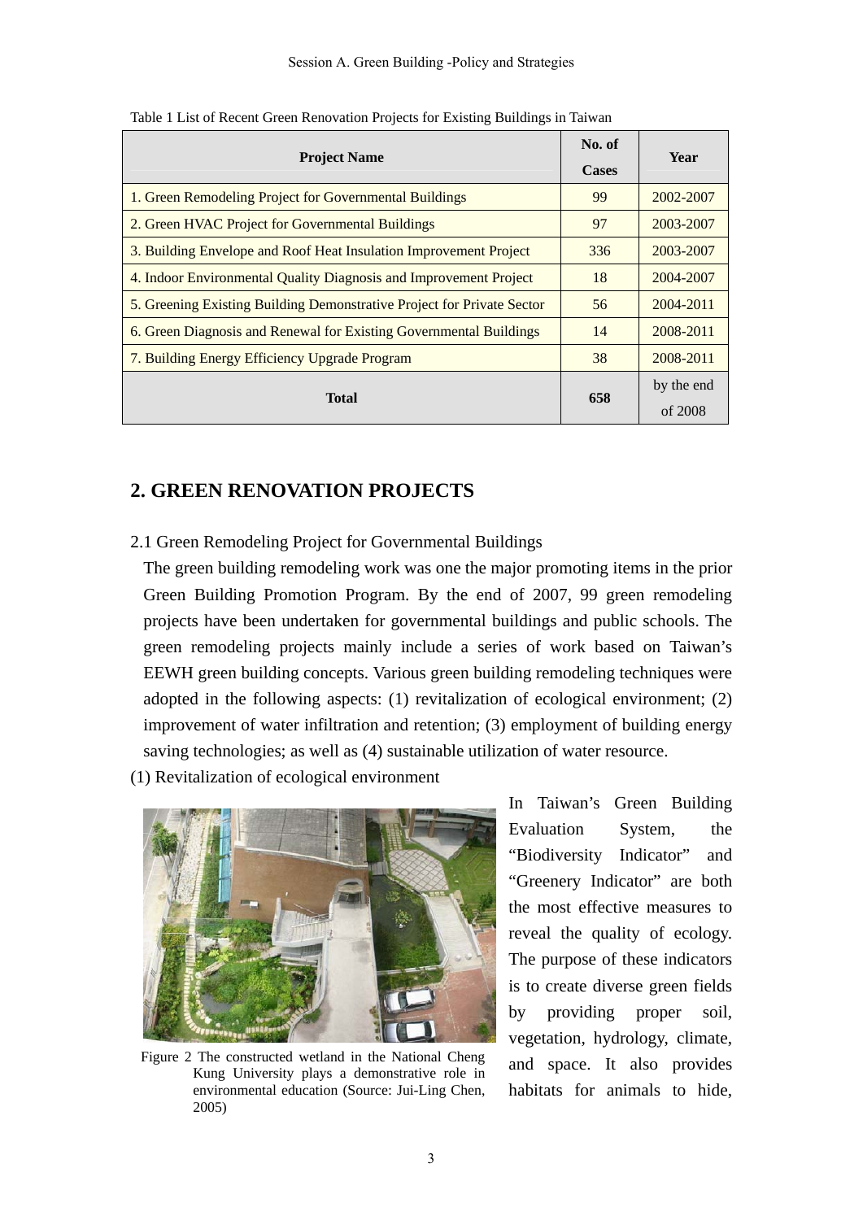Table 1 List of Recent Green Renovation Projects for Existing Buildings in Taiwan

| Project Name | No. of Cases | Year |
|---|---|---|
| 1. Green Remodeling Project for Governmental Buildings | 99 | 2002-2007 |
| 2. Green HVAC Project for Governmental Buildings | 97 | 2003-2007 |
| 3. Building Envelope and Roof Heat Insulation Improvement Project | 336 | 2003-2007 |
| 4. Indoor Environmental Quality Diagnosis and Improvement Project | 18 | 2004-2007 |
| 5. Greening Existing Building Demonstrative Project for Private Sector | 56 | 2004-2011 |
| 6. Green Diagnosis and Renewal for Existing Governmental Buildings | 14 | 2008-2011 |
| 7. Building Energy Efficiency Upgrade Program | 38 | 2008-2011 |
| **Total** | **658** | by the end of 2008 |

## 2. GREEN RENOVATION PROJECTS

### 2.1 Green Remodeling Project for Governmental Buildings

The green building remodeling work was one the major promoting items in the prior Green Building Promotion Program. By the end of 2007, 99 green remodeling projects have been undertaken for governmental buildings and public schools. The green remodeling projects mainly include a series of work based on Taiwan's EEWH green building concepts. Various green building remodeling techniques were adopted in the following aspects: (1) revitalization of ecological environment; (2) improvement of water infiltration and retention; (3) employment of building energy saving technologies; as well as (4) sustainable utilization of water resource.

(1) Revitalization of ecological environment

Figure 2 The constructed wetland in the National Cheng Kung University plays a demonstrative role in environmental education (Source: Jui-Ling Chen, 2005)

In Taiwan's Green Building Evaluation System, the "Biodiversity Indicator" and "Greenery Indicator" are both the most effective measures to reveal the quality of ecology. The purpose of these indicators is to create diverse green fields by providing proper soil, vegetation, hydrology, climate, and space. It also provides habitats for animals to hide,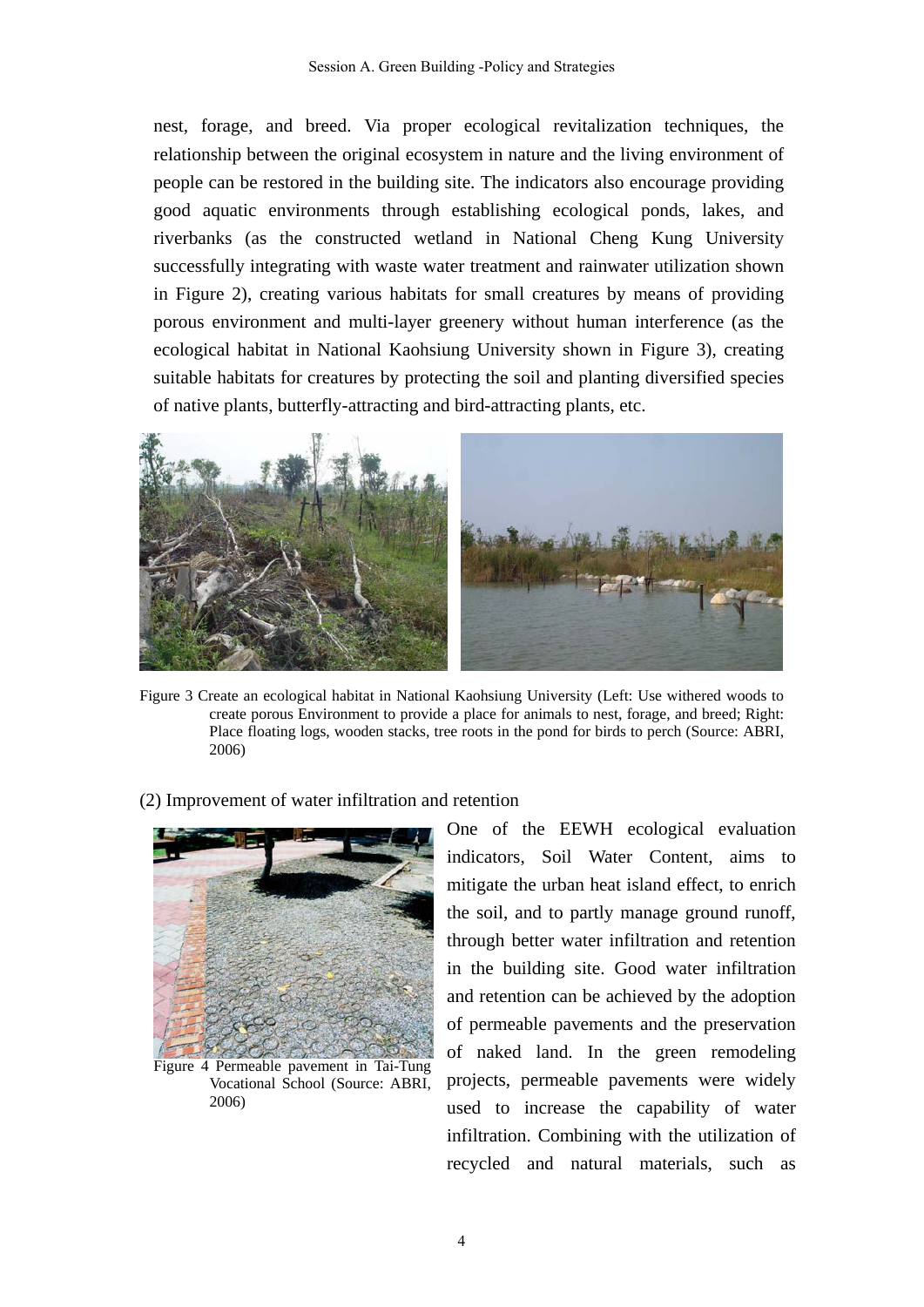nest, forage, and breed. Via proper ecological revitalization techniques, the relationship between the original ecosystem in nature and the living environment of people can be restored in the building site. The indicators also encourage providing good aquatic environments through establishing ecological ponds, lakes, and riverbanks (as the constructed wetland in National Cheng Kung University successfully integrating with waste water treatment and rainwater utilization shown in Figure 2), creating various habitats for small creatures by means of providing porous environment and multi-layer greenery without human interference (as the ecological habitat in National Kaohsiung University shown in Figure 3), creating suitable habitats for creatures by protecting the soil and planting diversified species of native plants, butterfly-attracting and bird-attracting plants, etc.

Figure 3 Create an ecological habitat in National Kaohsiung University (Left: Use withered woods to create porous Environment to provide a place for animals to nest, forage, and breed; Right: Place floating logs, wooden stacks, tree roots in the pond for birds to perch (Source: ABRI, 2006)

(2) Improvement of water infiltration and retention

Figure 4 Permeable pavement in Tai-Tung Vocational School (Source: ABRI, 2006)

One of the EEWH ecological evaluation indicators, Soil Water Content, aims to mitigate the urban heat island effect, to enrich the soil, and to partly manage ground runoff, through better water infiltration and retention in the building site. Good water infiltration and retention can be achieved by the adoption of permeable pavements and the preservation of naked land. In the green remodeling projects, permeable pavements were widely used to increase the capability of water infiltration. Combining with the utilization of recycled and natural materials, such as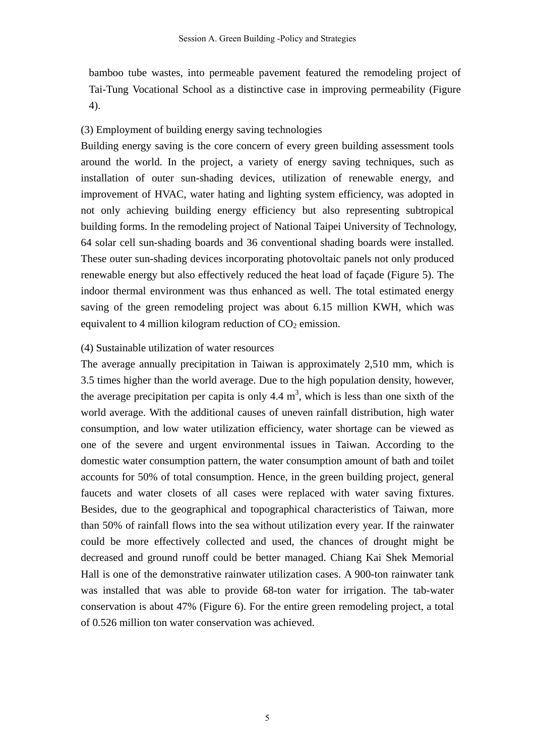bamboo tube wastes, into permeable pavement featured the remodeling project of Tai-Tung Vocational School as a distinctive case in improving permeability (Figure 4).

(3) Employment of building energy saving technologies

Building energy saving is the core concern of every green building assessment tools around the world. In the project, a variety of energy saving techniques, such as installation of outer sun-shading devices, utilization of renewable energy, and improvement of HVAC, water hating and lighting system efficiency, was adopted in not only achieving building energy efficiency but also representing subtropical building forms. In the remodeling project of National Taipei University of Technology, 64 solar cell sun-shading boards and 36 conventional shading boards were installed. These outer sun-shading devices incorporating photovoltaic panels not only produced renewable energy but also effectively reduced the heat load of façade (Figure 5). The indoor thermal environment was thus enhanced as well. The total estimated energy saving of the green remodeling project was about 6.15 million KWH, which was equivalent to 4 million kilogram reduction of $CO_2$ emission.

(4) Sustainable utilization of water resources

The average annually precipitation in Taiwan is approximately 2,510 mm, which is 3.5 times higher than the world average. Due to the high population density, however, the average precipitation per capita is only 4.4 $m^3$, which is less than one sixth of the world average. With the additional causes of uneven rainfall distribution, high water consumption, and low water utilization efficiency, water shortage can be viewed as one of the severe and urgent environmental issues in Taiwan. According to the domestic water consumption pattern, the water consumption amount of bath and toilet accounts for 50% of total consumption. Hence, in the green building project, general faucets and water closets of all cases were replaced with water saving fixtures. Besides, due to the geographical and topographical characteristics of Taiwan, more than 50% of rainfall flows into the sea without utilization every year. If the rainwater could be more effectively collected and used, the chances of drought might be decreased and ground runoff could be better managed. Chiang Kai Shek Memorial Hall is one of the demonstrative rainwater utilization cases. A 900-ton rainwater tank was installed that was able to provide 68-ton water for irrigation. The tab-water conservation is about 47% (Figure 6). For the entire green remodeling project, a total of 0.526 million ton water conservation was achieved.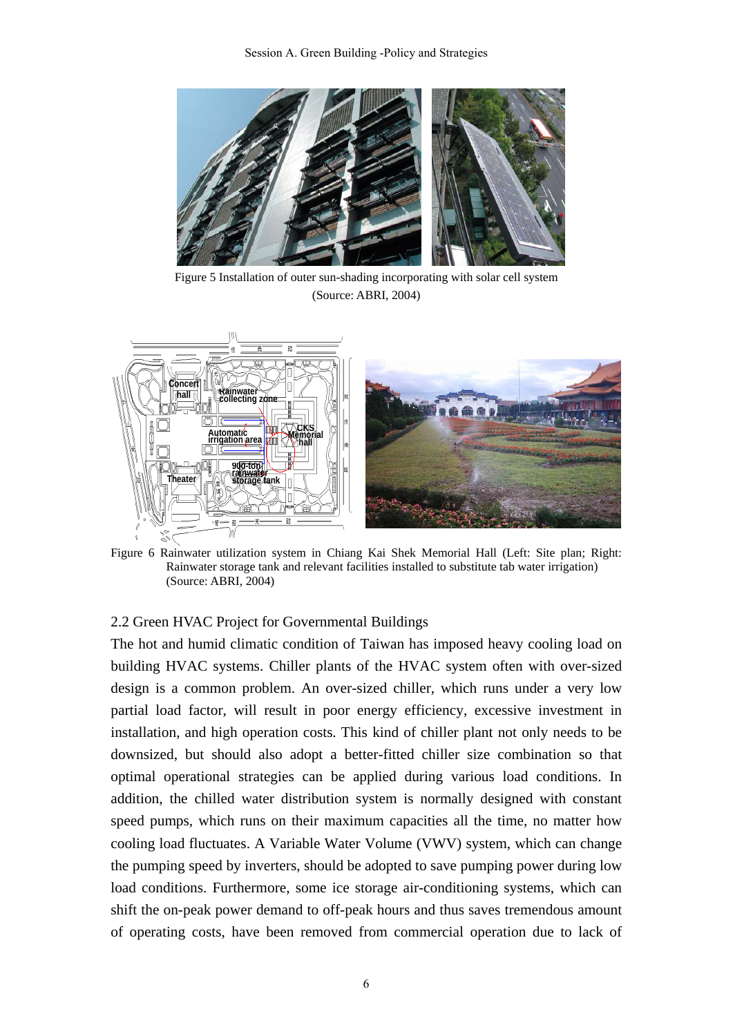Figure 5 Installation of outer sun-shading incorporating with solar cell system (Source: ABRI, 2004)

Figure 6 Rainwater utilization system in Chiang Kai Shek Memorial Hall (Left: Site plan; Right: Rainwater storage tank and relevant facilities installed to substitute tab water irrigation) (Source: ABRI, 2004)

### 2.2 Green HVAC Project for Governmental Buildings

The hot and humid climatic condition of Taiwan has imposed heavy cooling load on building HVAC systems. Chiller plants of the HVAC system often with over-sized design is a common problem. An over-sized chiller, which runs under a very low partial load factor, will result in poor energy efficiency, excessive investment in installation, and high operation costs. This kind of chiller plant not only needs to be downsized, but should also adopt a better-fitted chiller size combination so that optimal operational strategies can be applied during various load conditions. In addition, the chilled water distribution system is normally designed with constant speed pumps, which runs on their maximum capacities all the time, no matter how cooling load fluctuates. A Variable Water Volume (VWV) system, which can change the pumping speed by inverters, should be adopted to save pumping power during low load conditions. Furthermore, some ice storage air-conditioning systems, which can shift the on-peak power demand to off-peak hours and thus saves tremendous amount of operating costs, have been removed from commercial operation due to lack of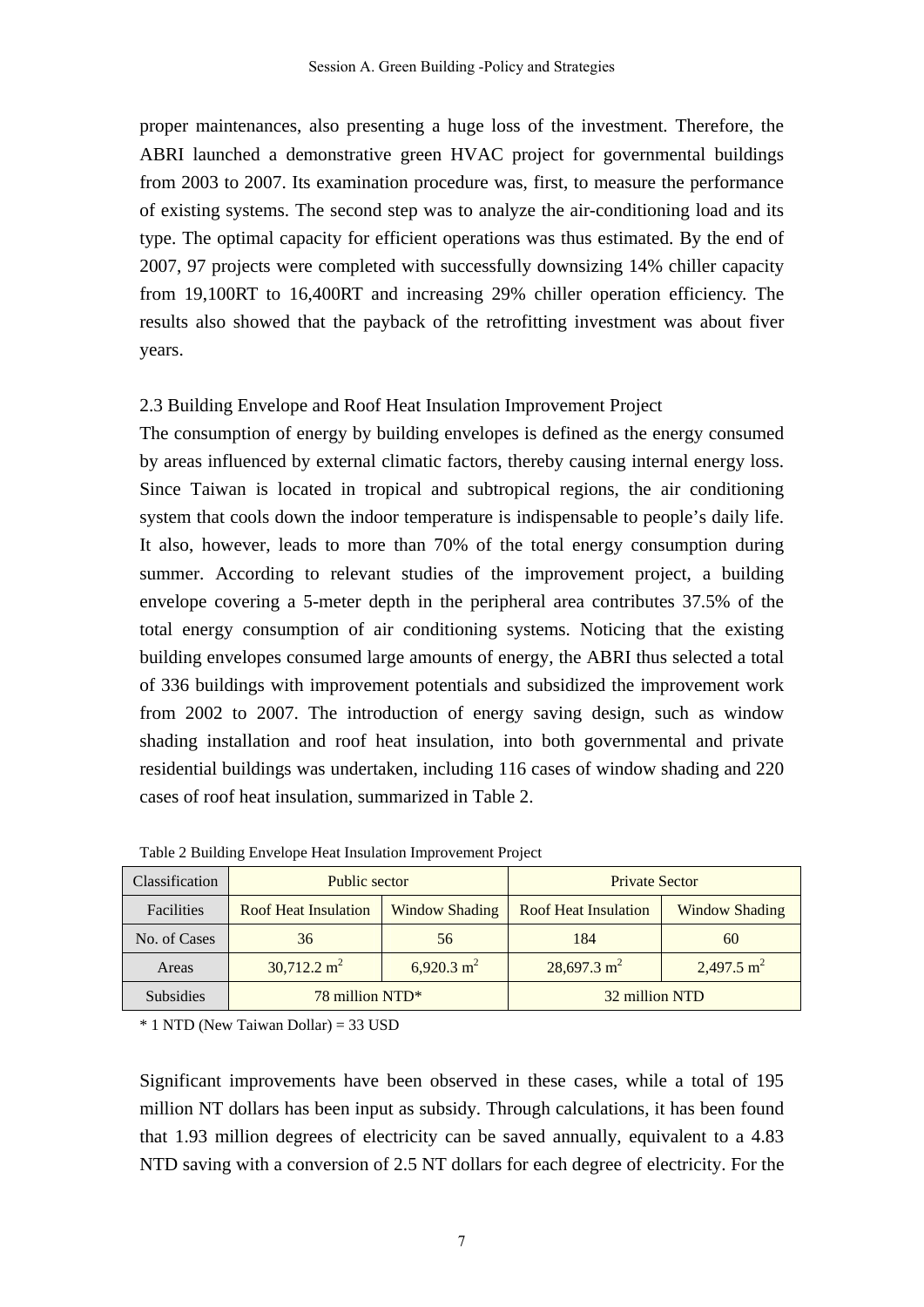proper maintenances, also presenting a huge loss of the investment. Therefore, the ABRI launched a demonstrative green HVAC project for governmental buildings from 2003 to 2007. Its examination procedure was, first, to measure the performance of existing systems. The second step was to analyze the air-conditioning load and its type. The optimal capacity for efficient operations was thus estimated. By the end of 2007, 97 projects were completed with successfully downsizing 14% chiller capacity from 19,100RT to 16,400RT and increasing 29% chiller operation efficiency. The results also showed that the payback of the retrofitting investment was about fiver years.

### 2.3 Building Envelope and Roof Heat Insulation Improvement Project

The consumption of energy by building envelopes is defined as the energy consumed by areas influenced by external climatic factors, thereby causing internal energy loss. Since Taiwan is located in tropical and subtropical regions, the air conditioning system that cools down the indoor temperature is indispensable to people's daily life. It also, however, leads to more than 70% of the total energy consumption during summer. According to relevant studies of the improvement project, a building envelope covering a 5-meter depth in the peripheral area contributes 37.5% of the total energy consumption of air conditioning systems. Noticing that the existing building envelopes consumed large amounts of energy, the ABRI thus selected a total of 336 buildings with improvement potentials and subsidized the improvement work from 2002 to 2007. The introduction of energy saving design, such as window shading installation and roof heat insulation, into both governmental and private residential buildings was undertaken, including 116 cases of window shading and 220 cases of roof heat insulation, summarized in Table 2.

Table 2 Building Envelope Heat Insulation Improvement Project

| Classification | Public sector | | Private Sector | |
|---|---|---|---|---|
| Facilities | Roof Heat Insulation | Window Shading | Roof Heat Insulation | Window Shading |
| No. of Cases | 36 | 56 | 184 | 60 |
| Areas | 30,712.2 $m^2$ | 6,920.3 $m^2$ | 28,697.3 $m^2$ | 2,497.5 $m^2$ |
| Subsidies | 78 million NTD* | | 32 million NTD | |

\* 1 NTD (New Taiwan Dollar) = 33 USD

Significant improvements have been observed in these cases, while a total of 195 million NT dollars has been input as subsidy. Through calculations, it has been found that 1.93 million degrees of electricity can be saved annually, equivalent to a 4.83 NTD saving with a conversion of 2.5 NT dollars for each degree of electricity. For the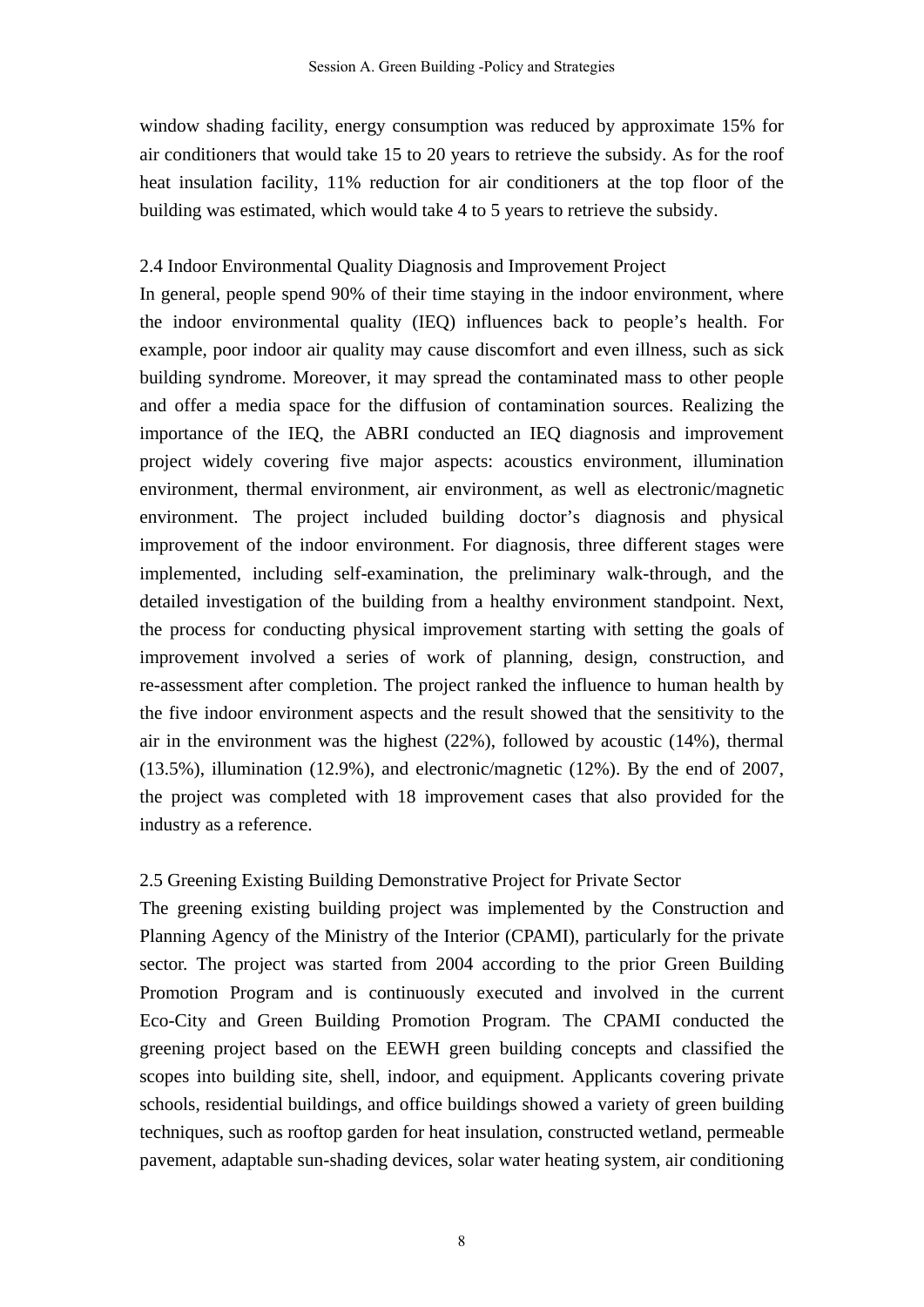window shading facility, energy consumption was reduced by approximate 15% for air conditioners that would take 15 to 20 years to retrieve the subsidy. As for the roof heat insulation facility, 11% reduction for air conditioners at the top floor of the building was estimated, which would take 4 to 5 years to retrieve the subsidy.

### 2.4 Indoor Environmental Quality Diagnosis and Improvement Project

In general, people spend 90% of their time staying in the indoor environment, where the indoor environmental quality (IEQ) influences back to people's health. For example, poor indoor air quality may cause discomfort and even illness, such as sick building syndrome. Moreover, it may spread the contaminated mass to other people and offer a media space for the diffusion of contamination sources. Realizing the importance of the IEQ, the ABRI conducted an IEQ diagnosis and improvement project widely covering five major aspects: acoustics environment, illumination environment, thermal environment, air environment, as well as electronic/magnetic environment. The project included building doctor's diagnosis and physical improvement of the indoor environment. For diagnosis, three different stages were implemented, including self-examination, the preliminary walk-through, and the detailed investigation of the building from a healthy environment standpoint. Next, the process for conducting physical improvement starting with setting the goals of improvement involved a series of work of planning, design, construction, and re-assessment after completion. The project ranked the influence to human health by the five indoor environment aspects and the result showed that the sensitivity to the air in the environment was the highest (22%), followed by acoustic (14%), thermal (13.5%), illumination (12.9%), and electronic/magnetic (12%). By the end of 2007, the project was completed with 18 improvement cases that also provided for the industry as a reference.

### 2.5 Greening Existing Building Demonstrative Project for Private Sector

The greening existing building project was implemented by the Construction and Planning Agency of the Ministry of the Interior (CPAMI), particularly for the private sector. The project was started from 2004 according to the prior Green Building Promotion Program and is continuously executed and involved in the current Eco-City and Green Building Promotion Program. The CPAMI conducted the greening project based on the EEWH green building concepts and classified the scopes into building site, shell, indoor, and equipment. Applicants covering private schools, residential buildings, and office buildings showed a variety of green building techniques, such as rooftop garden for heat insulation, constructed wetland, permeable pavement, adaptable sun-shading devices, solar water heating system, air conditioning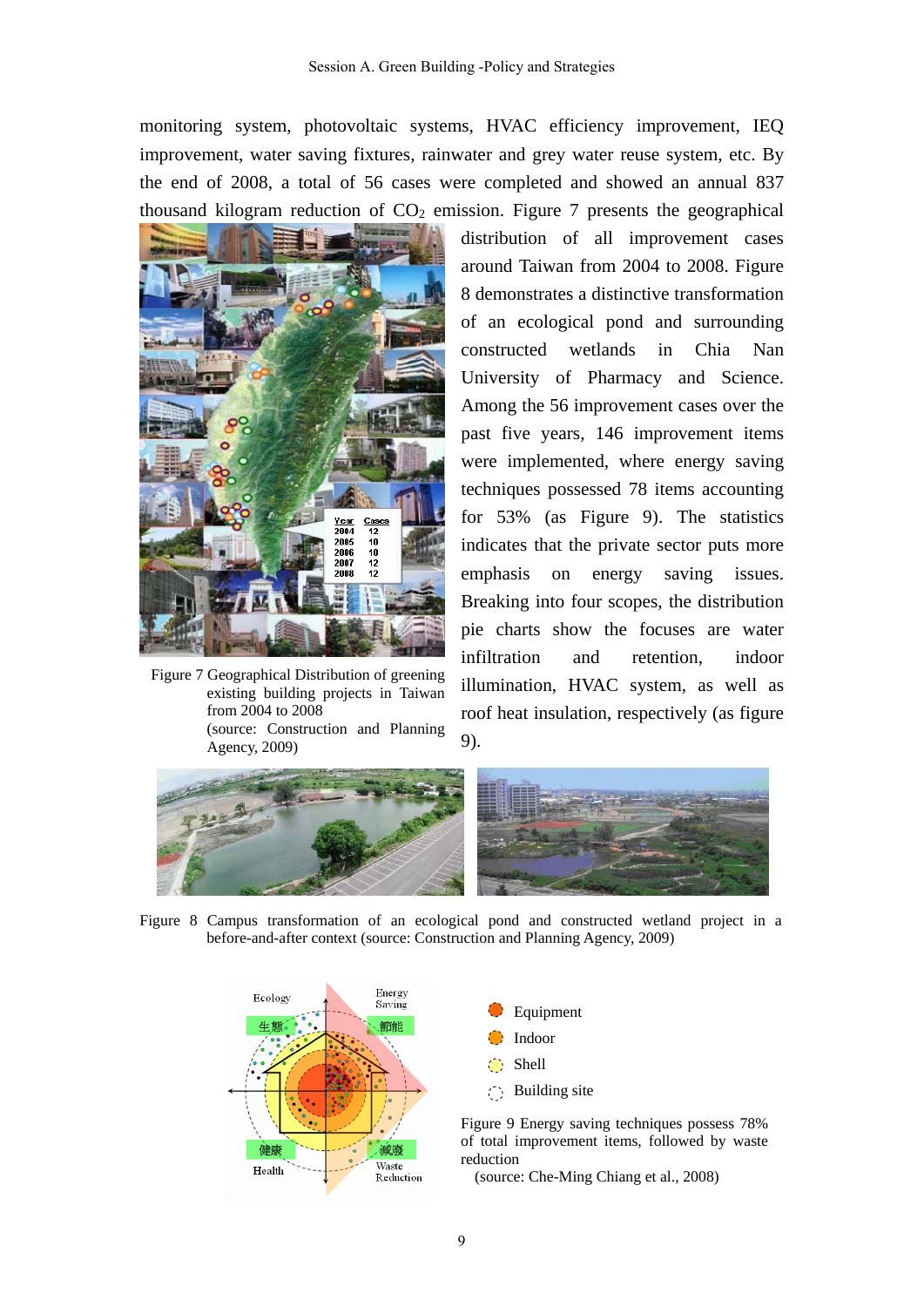monitoring system, photovoltaic systems, HVAC efficiency improvement, IEQ improvement, water saving fixtures, rainwater and grey water reuse system, etc. By the end of 2008, a total of 56 cases were completed and showed an annual 837 thousand kilogram reduction of $CO_2$ emission. Figure 7 presents the geographical distribution of all improvement cases around Taiwan from 2004 to 2008. Figure 8 demonstrates a distinctive transformation of an ecological pond and surrounding constructed wetlands in Chia Nan University of Pharmacy and Science. Among the 56 improvement cases over the past five years, 146 improvement items were implemented, where energy saving techniques possessed 78 items accounting for 53% (as Figure 9). The statistics indicates that the private sector puts more emphasis on energy saving issues. Breaking into four scopes, the distribution pie charts show the focuses are water infiltration and retention, indoor illumination, HVAC system, as well as roof heat insulation, respectively (as figure 9).

| Year | Cases |
|---|---|
| 2004 | 12 |
| 2005 | 10 |
| 2006 | 10 |
| 2007 | 12 |
| 2008 | 12 |

Figure 7 Geographical Distribution of greening existing building projects in Taiwan from 2004 to 2008 (source: Construction and Planning Agency, 2009)

Figure 8 Campus transformation of an ecological pond and constructed wetland project in a before-and-after context (source: Construction and Planning Agency, 2009)

Ecology 生態 / Energy Saving 節能 / Health 健康 / Waste Reduction 減廢

Equipment
Indoor
Shell
Building site

Figure 9 Energy saving techniques possess 78% of total improvement items, followed by waste reduction (source: Che-Ming Chiang et al., 2008)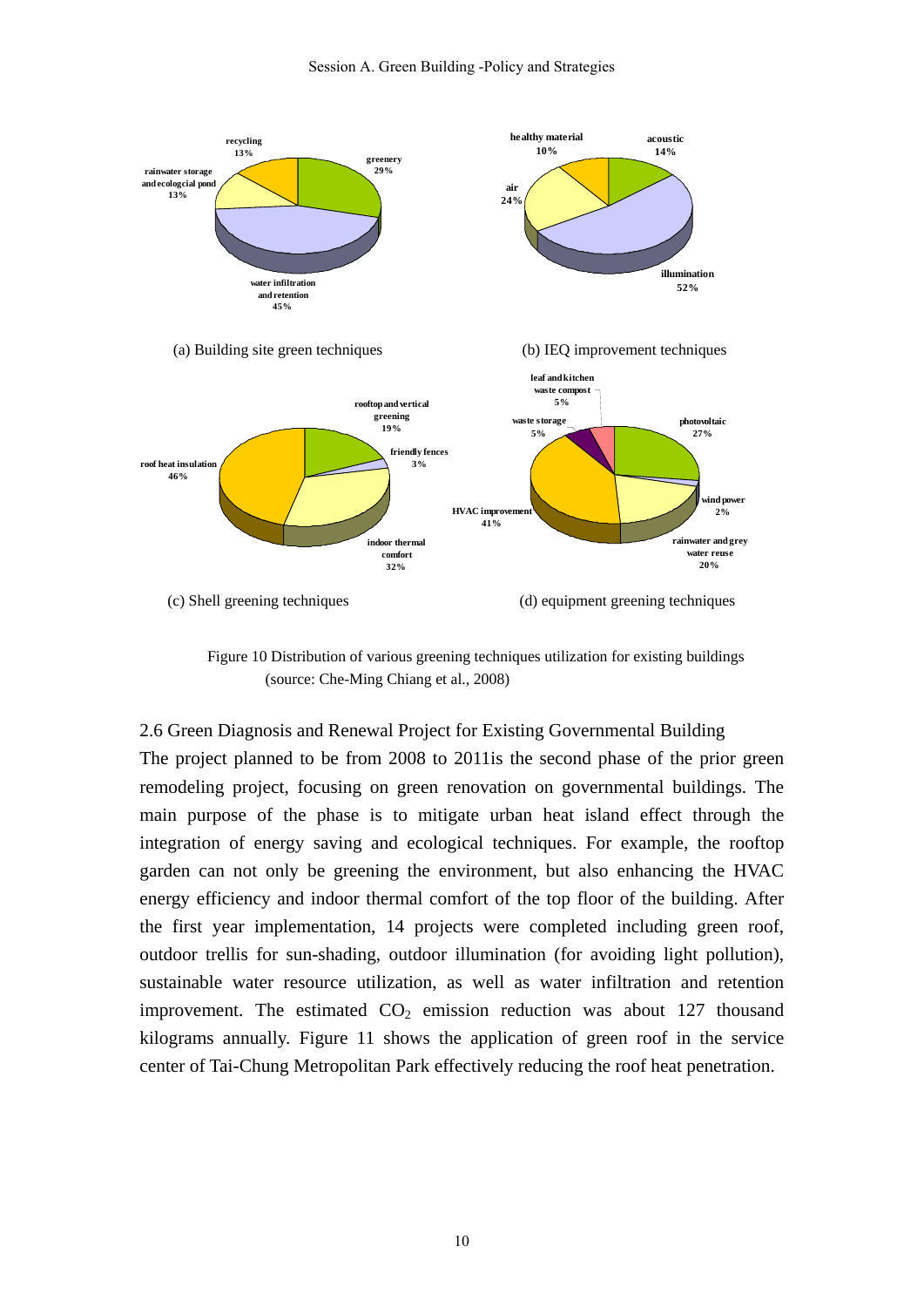(a) Building site green techniques

(b) IEQ improvement techniques

(c) Shell greening techniques

(d) equipment greening techniques

Figure 10 Distribution of various greening techniques utilization for existing buildings (source: Che-Ming Chiang et al., 2008)

2.6 Green Diagnosis and Renewal Project for Existing Governmental Building

The project planned to be from 2008 to 2011is the second phase of the prior green remodeling project, focusing on green renovation on governmental buildings. The main purpose of the phase is to mitigate urban heat island effect through the integration of energy saving and ecological techniques. For example, the rooftop garden can not only be greening the environment, but also enhancing the HVAC energy efficiency and indoor thermal comfort of the top floor of the building. After the first year implementation, 14 projects were completed including green roof, outdoor trellis for sun-shading, outdoor illumination (for avoiding light pollution), sustainable water resource utilization, as well as water infiltration and retention improvement. The estimated $CO_2$ emission reduction was about 127 thousand kilograms annually. Figure 11 shows the application of green roof in the service center of Tai-Chung Metropolitan Park effectively reducing the roof heat penetration.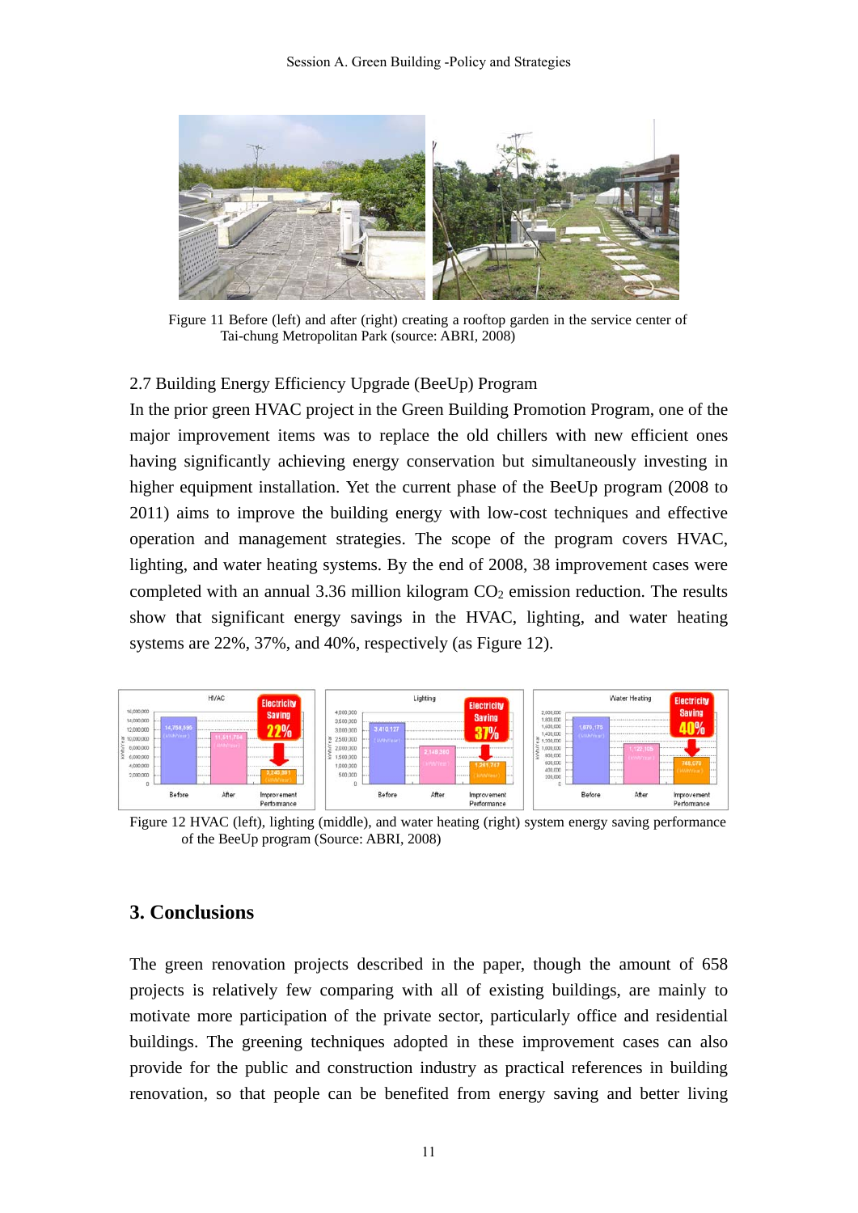Figure 11 Before (left) and after (right) creating a rooftop garden in the service center of Tai-chung Metropolitan Park (source: ABRI, 2008)

2.7 Building Energy Efficiency Upgrade (BeeUp) Program

In the prior green HVAC project in the Green Building Promotion Program, one of the major improvement items was to replace the old chillers with new efficient ones having significantly achieving energy conservation but simultaneously investing in higher equipment installation. Yet the current phase of the BeeUp program (2008 to 2011) aims to improve the building energy with low-cost techniques and effective operation and management strategies. The scope of the program covers HVAC, lighting, and water heating systems. By the end of 2008, 38 improvement cases were completed with an annual 3.36 million kilogram $CO_2$ emission reduction. The results show that significant energy savings in the HVAC, lighting, and water heating systems are 22%, 37%, and 40%, respectively (as Figure 12).

Figure 12 HVAC (left), lighting (middle), and water heating (right) system energy saving performance of the BeeUp program (Source: ABRI, 2008)

## 3. Conclusions

The green renovation projects described in the paper, though the amount of 658 projects is relatively few comparing with all of existing buildings, are mainly to motivate more participation of the private sector, particularly office and residential buildings. The greening techniques adopted in these improvement cases can also provide for the public and construction industry as practical references in building renovation, so that people can be benefited from energy saving and better living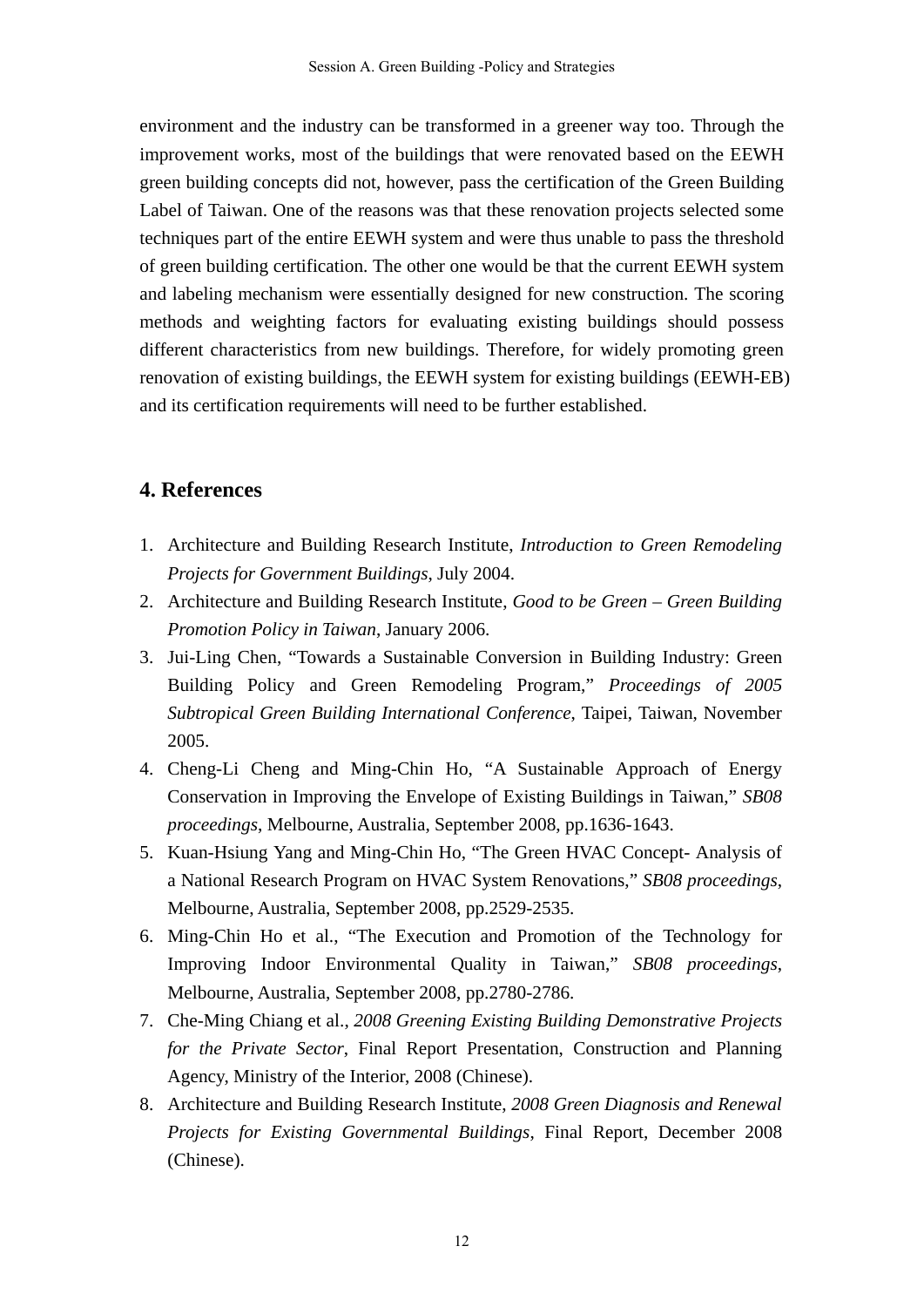environment and the industry can be transformed in a greener way too. Through the improvement works, most of the buildings that were renovated based on the EEWH green building concepts did not, however, pass the certification of the Green Building Label of Taiwan. One of the reasons was that these renovation projects selected some techniques part of the entire EEWH system and were thus unable to pass the threshold of green building certification. The other one would be that the current EEWH system and labeling mechanism were essentially designed for new construction. The scoring methods and weighting factors for evaluating existing buildings should possess different characteristics from new buildings. Therefore, for widely promoting green renovation of existing buildings, the EEWH system for existing buildings (EEWH-EB) and its certification requirements will need to be further established.

## 4. References

1. Architecture and Building Research Institute, *Introduction to Green Remodeling Projects for Government Buildings*, July 2004.
2. Architecture and Building Research Institute, *Good to be Green – Green Building Promotion Policy in Taiwan*, January 2006.
3. Jui-Ling Chen, "Towards a Sustainable Conversion in Building Industry: Green Building Policy and Green Remodeling Program," *Proceedings of 2005 Subtropical Green Building International Conference*, Taipei, Taiwan, November 2005.
4. Cheng-Li Cheng and Ming-Chin Ho, "A Sustainable Approach of Energy Conservation in Improving the Envelope of Existing Buildings in Taiwan," *SB08 proceedings*, Melbourne, Australia, September 2008, pp.1636-1643.
5. Kuan-Hsiung Yang and Ming-Chin Ho, "The Green HVAC Concept- Analysis of a National Research Program on HVAC System Renovations," *SB08 proceedings*, Melbourne, Australia, September 2008, pp.2529-2535.
6. Ming-Chin Ho et al., "The Execution and Promotion of the Technology for Improving Indoor Environmental Quality in Taiwan," *SB08 proceedings*, Melbourne, Australia, September 2008, pp.2780-2786.
7. Che-Ming Chiang et al., *2008 Greening Existing Building Demonstrative Projects for the Private Sector*, Final Report Presentation, Construction and Planning Agency, Ministry of the Interior, 2008 (Chinese).
8. Architecture and Building Research Institute, *2008 Green Diagnosis and Renewal Projects for Existing Governmental Buildings*, Final Report, December 2008 (Chinese).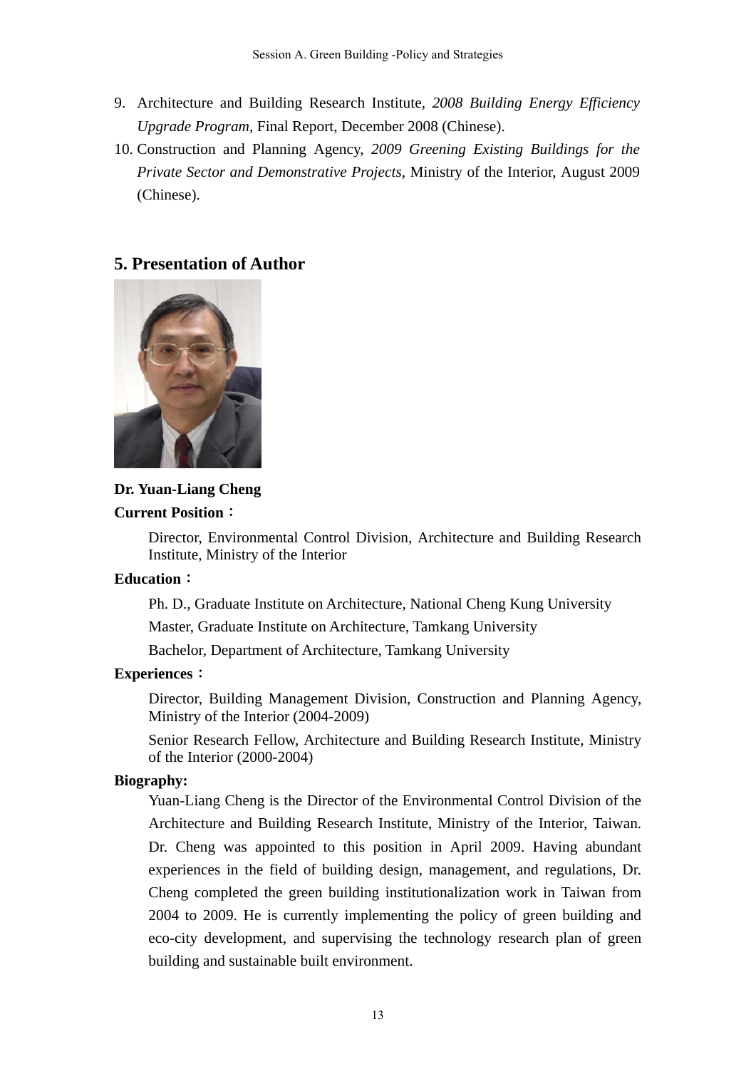9. Architecture and Building Research Institute, *2008 Building Energy Efficiency Upgrade Program*, Final Report, December 2008 (Chinese).
10. Construction and Planning Agency, *2009 Greening Existing Buildings for the Private Sector and Demonstrative Projects*, Ministry of the Interior, August 2009 (Chinese).

## 5. Presentation of Author

**Dr. Yuan-Liang Cheng**

**Current Position：**

Director, Environmental Control Division, Architecture and Building Research Institute, Ministry of the Interior

**Education：**

Ph. D., Graduate Institute on Architecture, National Cheng Kung University

Master, Graduate Institute on Architecture, Tamkang University

Bachelor, Department of Architecture, Tamkang University

**Experiences：**

Director, Building Management Division, Construction and Planning Agency, Ministry of the Interior (2004-2009)

Senior Research Fellow, Architecture and Building Research Institute, Ministry of the Interior (2000-2004)

**Biography:**

Yuan-Liang Cheng is the Director of the Environmental Control Division of the Architecture and Building Research Institute, Ministry of the Interior, Taiwan. Dr. Cheng was appointed to this position in April 2009. Having abundant experiences in the field of building design, management, and regulations, Dr. Cheng completed the green building institutionalization work in Taiwan from 2004 to 2009. He is currently implementing the policy of green building and eco-city development, and supervising the technology research plan of green building and sustainable built environment.